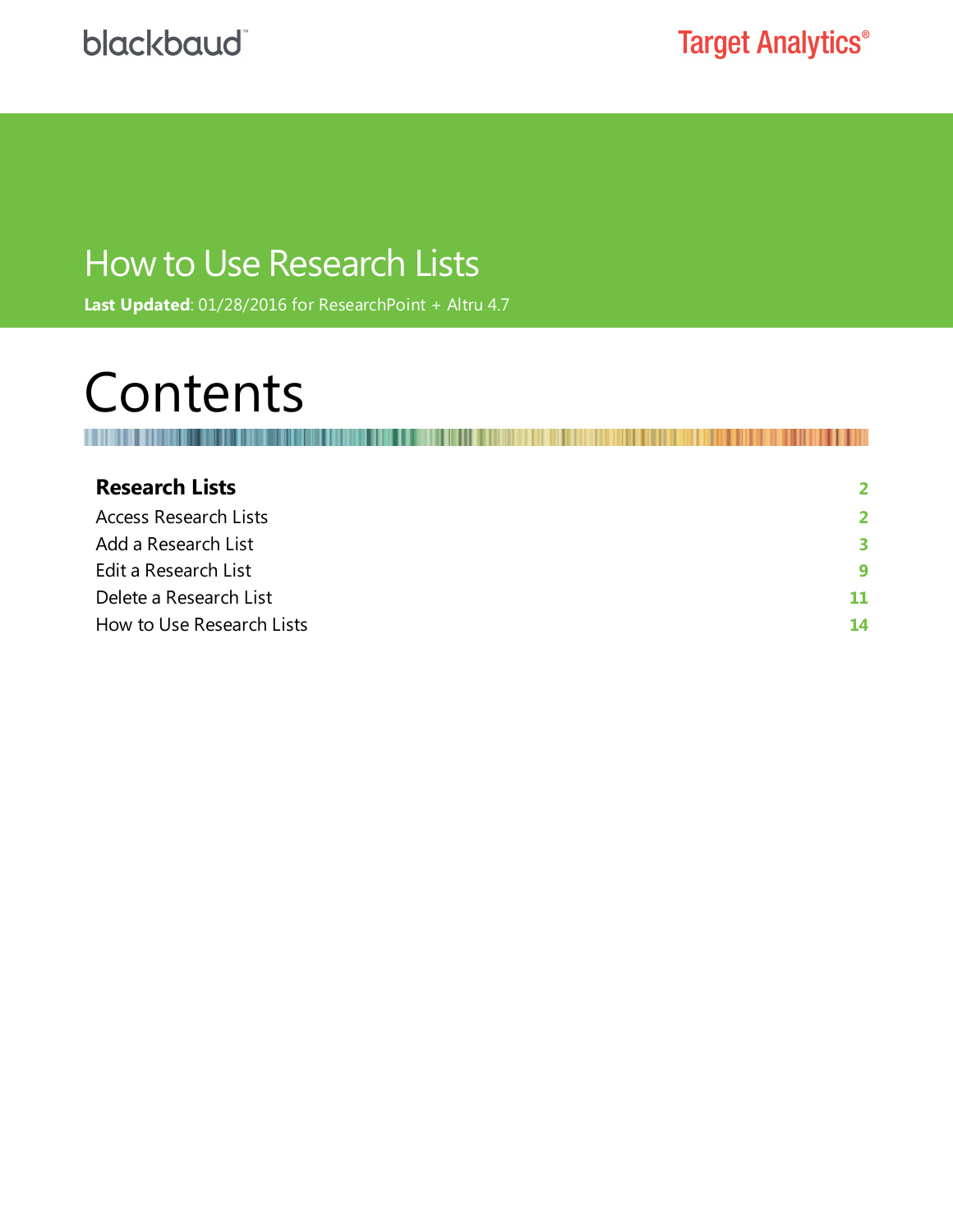blackbaud™

Target Analytics®

# How to Use Research Lists

**Last Updated**: 01/28/2016 for ResearchPoint + Altru 4.7

# Contents

| | |
|---|---|
| **Research Lists** | **2** |
| Access Research Lists | **2** |
| Add a Research List | **3** |
| Edit a Research List | **9** |
| Delete a Research List | **11** |
| How to Use Research Lists | **14** |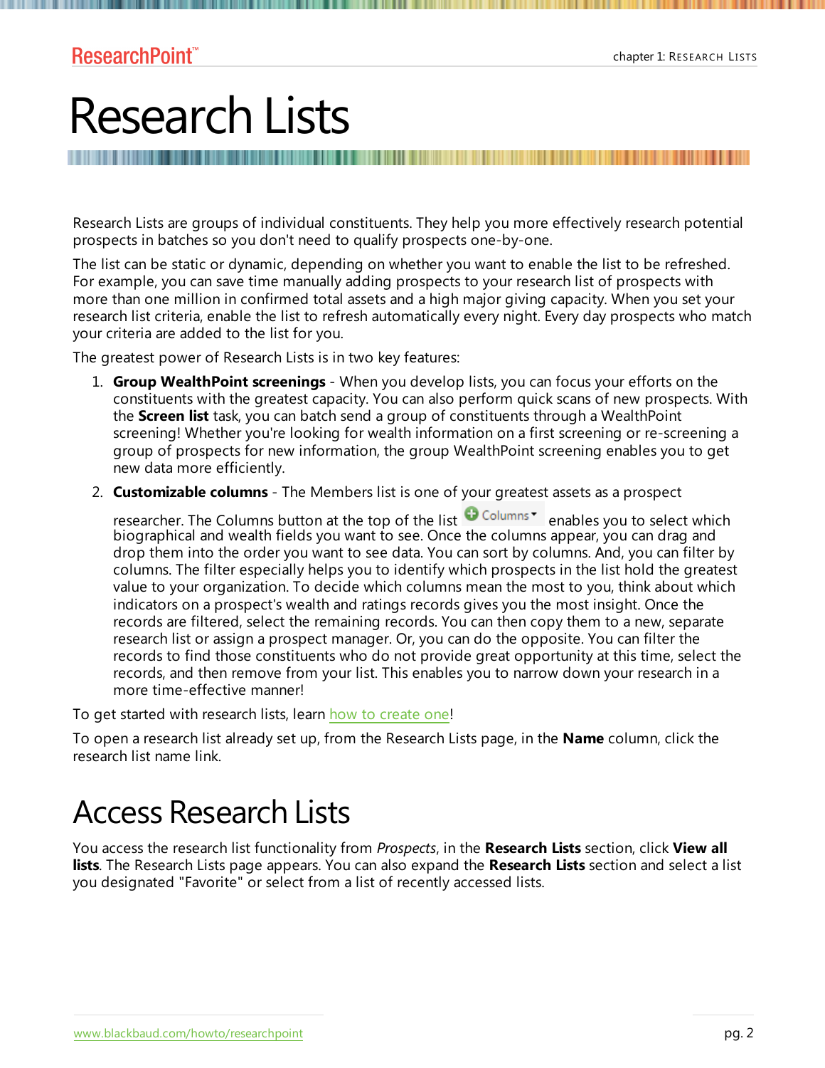# Research Lists

Research Lists are groups of individual constituents. They help you more effectively research potential prospects in batches so you don't need to qualify prospects one-by-one.

The list can be static or dynamic, depending on whether you want to enable the list to be refreshed. For example, you can save time manually adding prospects to your research list of prospects with more than one million in confirmed total assets and a high major giving capacity. When you set your research list criteria, enable the list to refresh automatically every night. Every day prospects who match your criteria are added to the list for you.

The greatest power of Research Lists is in two key features:

1. **Group WealthPoint screenings** - When you develop lists, you can focus your efforts on the constituents with the greatest capacity. You can also perform quick scans of new prospects. With the **Screen list** task, you can batch send a group of constituents through a WealthPoint screening! Whether you're looking for wealth information on a first screening or re-screening a group of prospects for new information, the group WealthPoint screening enables you to get new data more efficiently.
2. **Customizable columns** - The Members list is one of your greatest assets as a prospect researcher. The Columns button at the top of the list Columns enables you to select which biographical and wealth fields you want to see. Once the columns appear, you can drag and drop them into the order you want to see data. You can sort by columns. And, you can filter by columns. The filter especially helps you to identify which prospects in the list hold the greatest value to your organization. To decide which columns mean the most to you, think about which indicators on a prospect's wealth and ratings records gives you the most insight. Once the records are filtered, select the remaining records. You can then copy them to a new, separate research list or assign a prospect manager. Or, you can do the opposite. You can filter the records to find those constituents who do not provide great opportunity at this time, select the records, and then remove from your list. This enables you to narrow down your research in a more time-effective manner!

To get started with research lists, learn how to create one!

To open a research list already set up, from the Research Lists page, in the **Name** column, click the research list name link.

## Access Research Lists

You access the research list functionality from *Prospects*, in the **Research Lists** section, click **View all lists**. The Research Lists page appears. You can also expand the **Research Lists** section and select a list you designated "Favorite" or select from a list of recently accessed lists.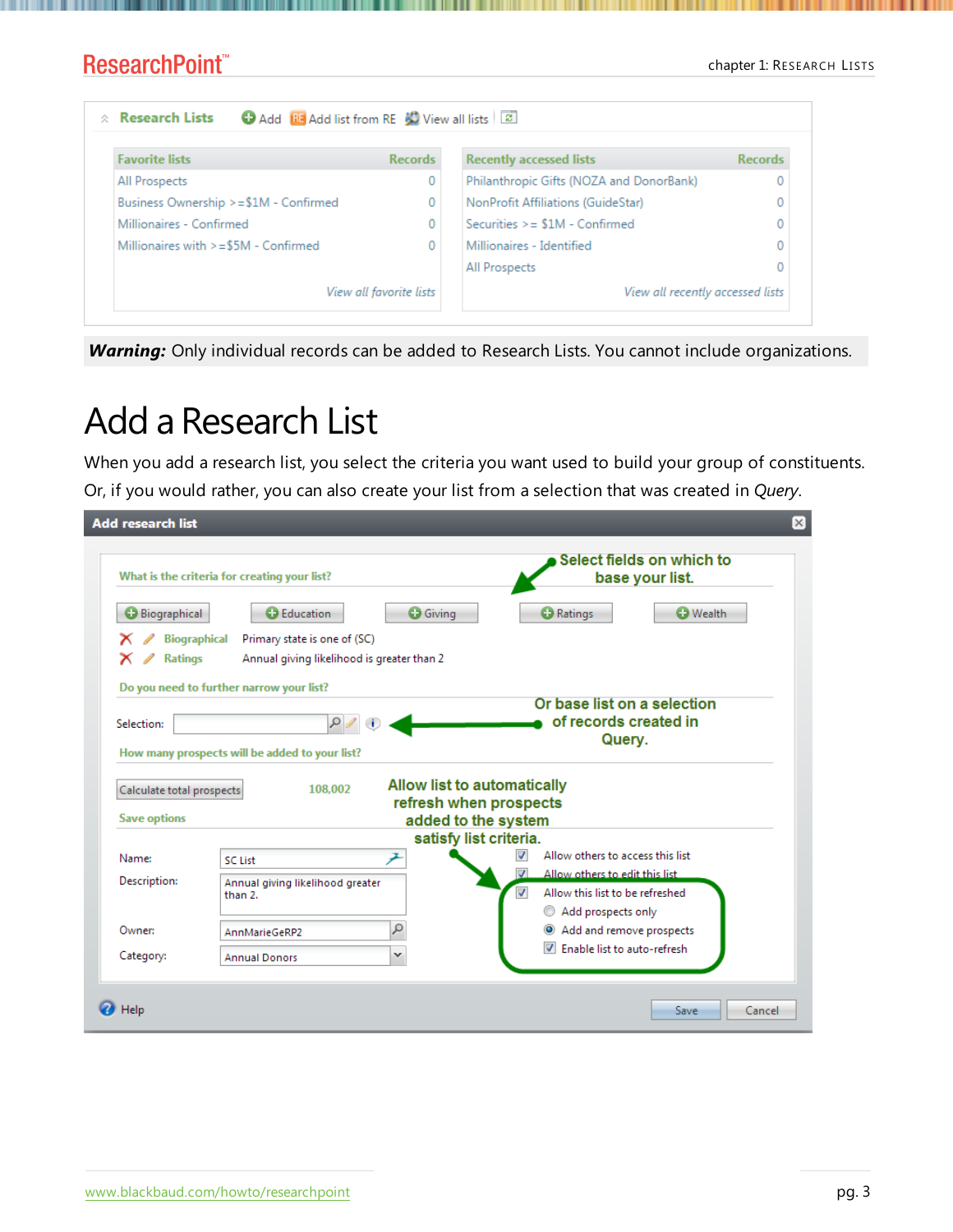| Favorite lists | Records |
| --- | --- |
| All Prospects | 0 |
| Business Ownership >=$1M - Confirmed | 0 |
| Millionaires - Confirmed | 0 |
| Millionaires with >=$5M - Confirmed | 0 |

| Recently accessed lists | Records |
| --- | --- |
| Philanthropic Gifts (NOZA and DonorBank) | 0 |
| NonProfit Affiliations (GuideStar) | 0 |
| Securities >= $1M - Confirmed | 0 |
| Millionaires - Identified | 0 |
| All Prospects | 0 |

**Warning:** Only individual records can be added to Research Lists. You cannot include organizations.

# Add a Research List

When you add a research list, you select the criteria you want used to build your group of constituents. Or, if you would rather, you can also create your list from a selection that was created in *Query*.

Select fields on which to base your list.

Or base list on a selection of records created in Query.

Allow list to automatically refresh when prospects added to the system satisfy list criteria.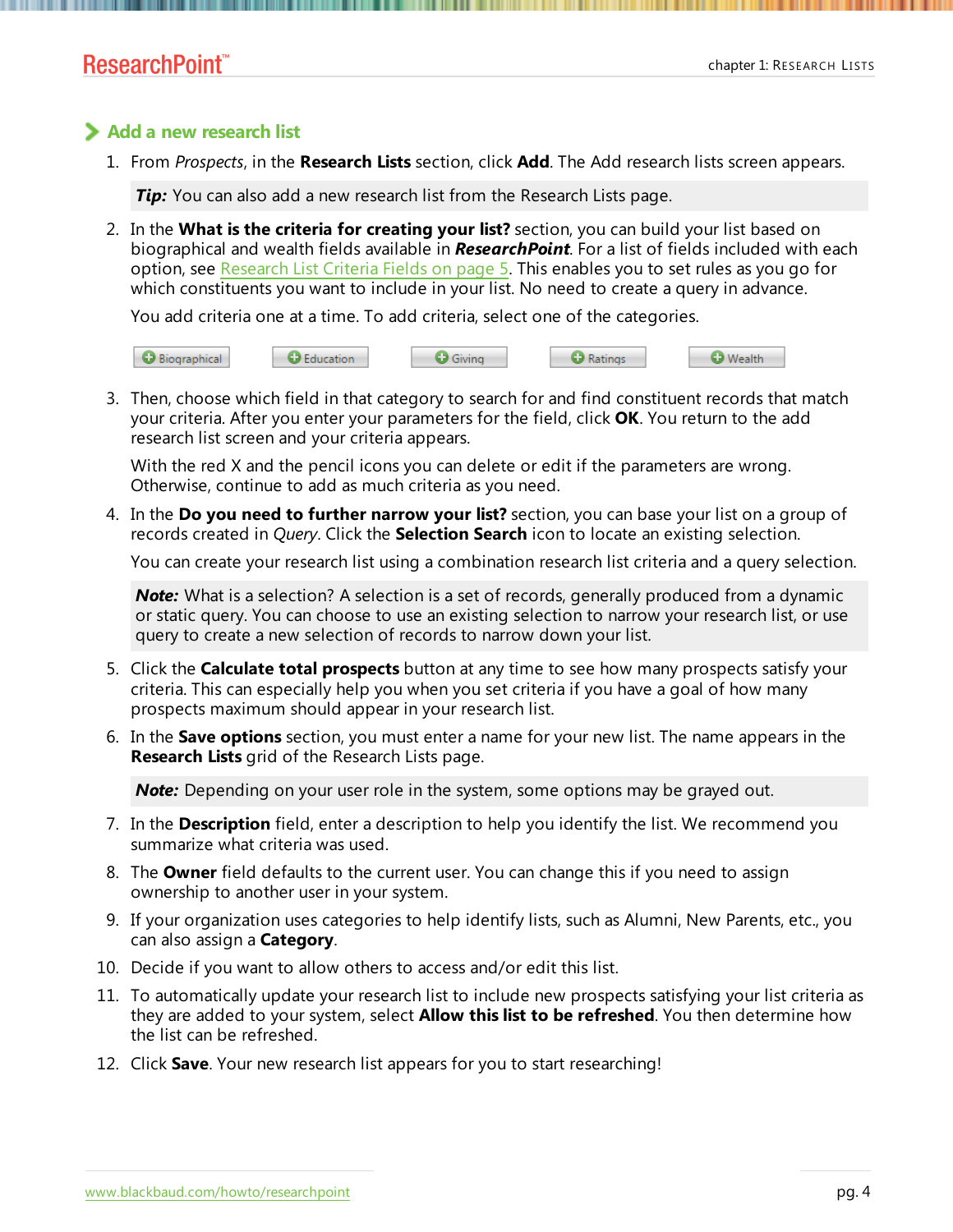## Add a new research list

1. From *Prospects*, in the **Research Lists** section, click **Add**. The Add research lists screen appears.

   ***Tip:*** You can also add a new research list from the Research Lists page.

2. In the **What is the criteria for creating your list?** section, you can build your list based on biographical and wealth fields available in ***ResearchPoint***. For a list of fields included with each option, see Research List Criteria Fields on page 5. This enables you to set rules as you go for which constituents you want to include in your list. No need to create a query in advance.

   You add criteria one at a time. To add criteria, select one of the categories.

   Biographical | Education | Giving | Ratings | Wealth

3. Then, choose which field in that category to search for and find constituent records that match your criteria. After you enter your parameters for the field, click **OK**. You return to the add research list screen and your criteria appears.

   With the red X and the pencil icons you can delete or edit if the parameters are wrong. Otherwise, continue to add as much criteria as you need.

4. In the **Do you need to further narrow your list?** section, you can base your list on a group of records created in *Query*. Click the **Selection Search** icon to locate an existing selection.

   You can create your research list using a combination research list criteria and a query selection.

   ***Note:*** What is a selection? A selection is a set of records, generally produced from a dynamic or static query. You can choose to use an existing selection to narrow your research list, or use query to create a new selection of records to narrow down your list.

5. Click the **Calculate total prospects** button at any time to see how many prospects satisfy your criteria. This can especially help you when you set criteria if you have a goal of how many prospects maximum should appear in your research list.

6. In the **Save options** section, you must enter a name for your new list. The name appears in the **Research Lists** grid of the Research Lists page.

   ***Note:*** Depending on your user role in the system, some options may be grayed out.

7. In the **Description** field, enter a description to help you identify the list. We recommend you summarize what criteria was used.

8. The **Owner** field defaults to the current user. You can change this if you need to assign ownership to another user in your system.

9. If your organization uses categories to help identify lists, such as Alumni, New Parents, etc., you can also assign a **Category**.

10. Decide if you want to allow others to access and/or edit this list.

11. To automatically update your research list to include new prospects satisfying your list criteria as they are added to your system, select **Allow this list to be refreshed**. You then determine how the list can be refreshed.

12. Click **Save**. Your new research list appears for you to start researching!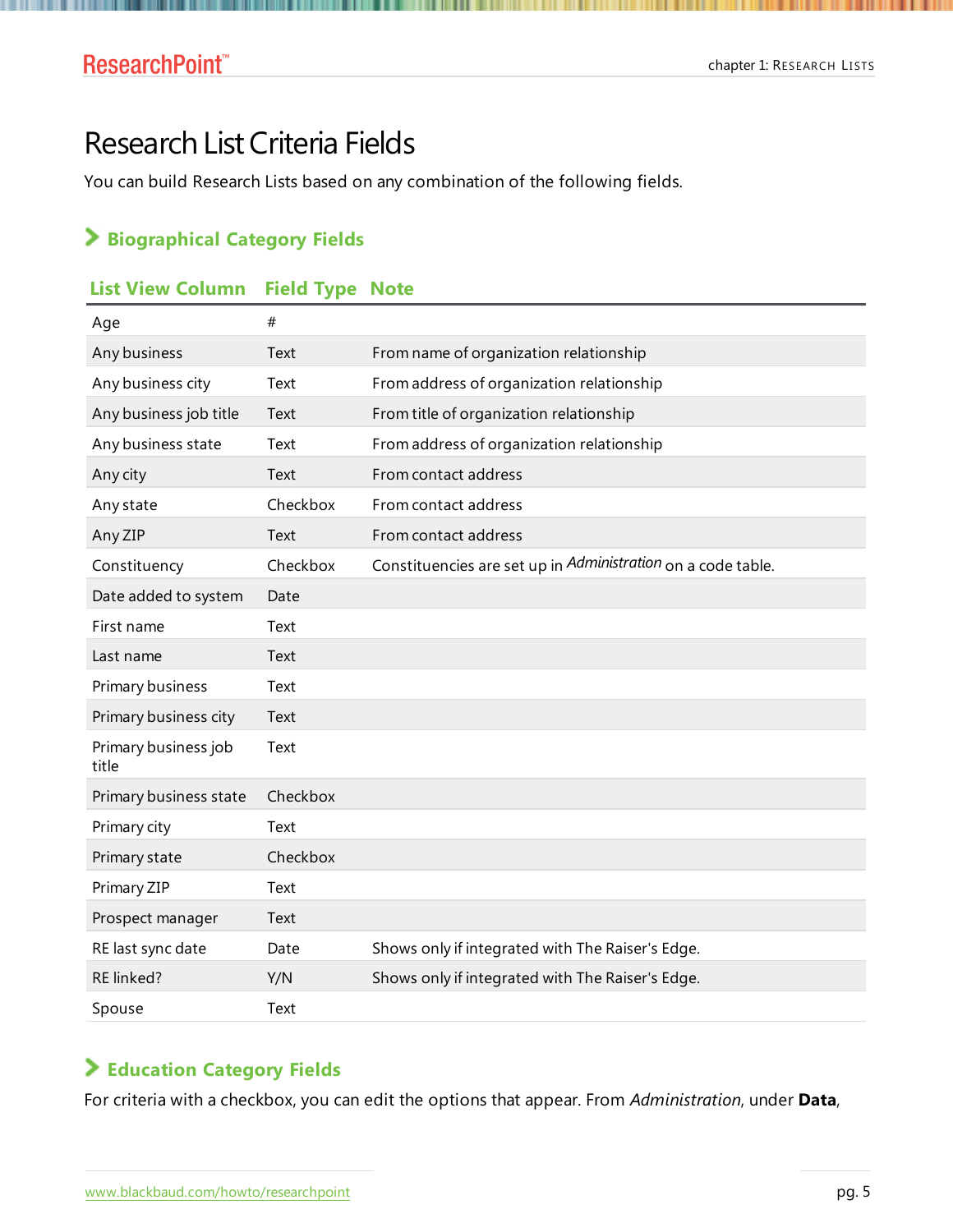# Research List Criteria Fields

You can build Research Lists based on any combination of the following fields.

## Biographical Category Fields

| List View Column | Field Type | Note |
|---|---|---|
| Age | # | |
| Any business | Text | From name of organization relationship |
| Any business city | Text | From address of organization relationship |
| Any business job title | Text | From title of organization relationship |
| Any business state | Text | From address of organization relationship |
| Any city | Text | From contact address |
| Any state | Checkbox | From contact address |
| Any ZIP | Text | From contact address |
| Constituency | Checkbox | Constituencies are set up in *Administration* on a code table. |
| Date added to system | Date | |
| First name | Text | |
| Last name | Text | |
| Primary business | Text | |
| Primary business city | Text | |
| Primary business job title | Text | |
| Primary business state | Checkbox | |
| Primary city | Text | |
| Primary state | Checkbox | |
| Primary ZIP | Text | |
| Prospect manager | Text | |
| RE last sync date | Date | Shows only if integrated with The Raiser's Edge. |
| RE linked? | Y/N | Shows only if integrated with The Raiser's Edge. |
| Spouse | Text | |

## Education Category Fields

For criteria with a checkbox, you can edit the options that appear. From *Administration*, under **Data**,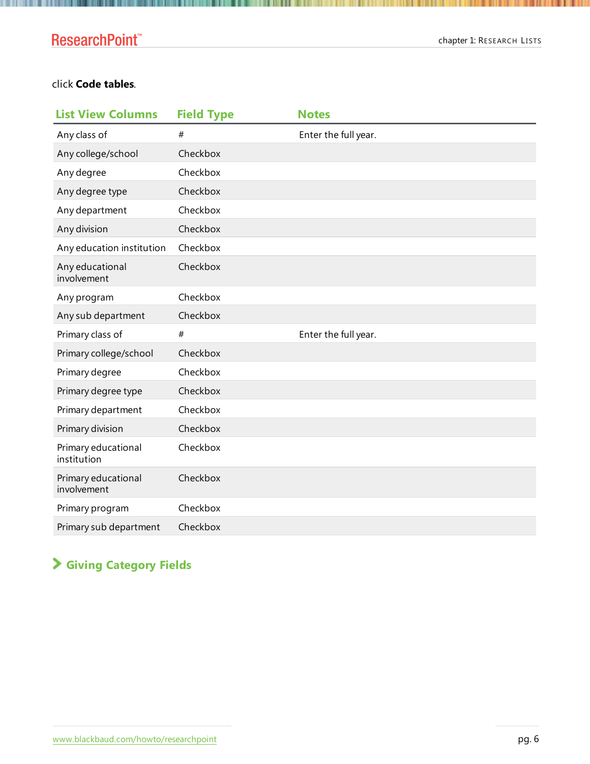click **Code tables**.

| List View Columns | Field Type | Notes |
|---|---|---|
| Any class of | # | Enter the full year. |
| Any college/school | Checkbox | |
| Any degree | Checkbox | |
| Any degree type | Checkbox | |
| Any department | Checkbox | |
| Any division | Checkbox | |
| Any education institution | Checkbox | |
| Any educational involvement | Checkbox | |
| Any program | Checkbox | |
| Any sub department | Checkbox | |
| Primary class of | # | Enter the full year. |
| Primary college/school | Checkbox | |
| Primary degree | Checkbox | |
| Primary degree type | Checkbox | |
| Primary department | Checkbox | |
| Primary division | Checkbox | |
| Primary educational institution | Checkbox | |
| Primary educational involvement | Checkbox | |
| Primary program | Checkbox | |
| Primary sub department | Checkbox | |

## Giving Category Fields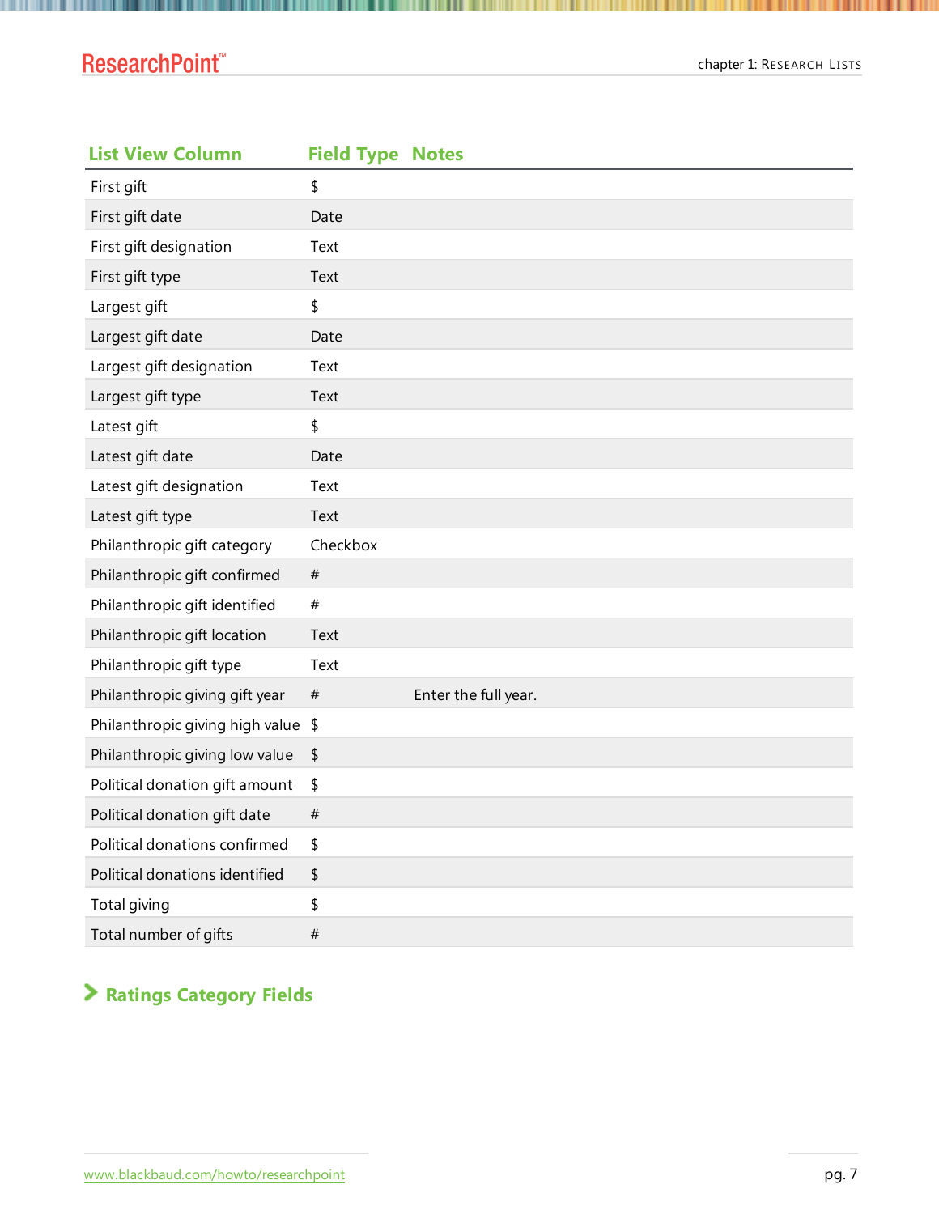| List View Column | Field Type | Notes |
|---|---|---|
| First gift | $ | |
| First gift date | Date | |
| First gift designation | Text | |
| First gift type | Text | |
| Largest gift | $ | |
| Largest gift date | Date | |
| Largest gift designation | Text | |
| Largest gift type | Text | |
| Latest gift | $ | |
| Latest gift date | Date | |
| Latest gift designation | Text | |
| Latest gift type | Text | |
| Philanthropic gift category | Checkbox | |
| Philanthropic gift confirmed | # | |
| Philanthropic gift identified | # | |
| Philanthropic gift location | Text | |
| Philanthropic gift type | Text | |
| Philanthropic giving gift year | # | Enter the full year. |
| Philanthropic giving high value | $ | |
| Philanthropic giving low value | $ | |
| Political donation gift amount | $ | |
| Political donation gift date | # | |
| Political donations confirmed | $ | |
| Political donations identified | $ | |
| Total giving | $ | |
| Total number of gifts | # | |

## Ratings Category Fields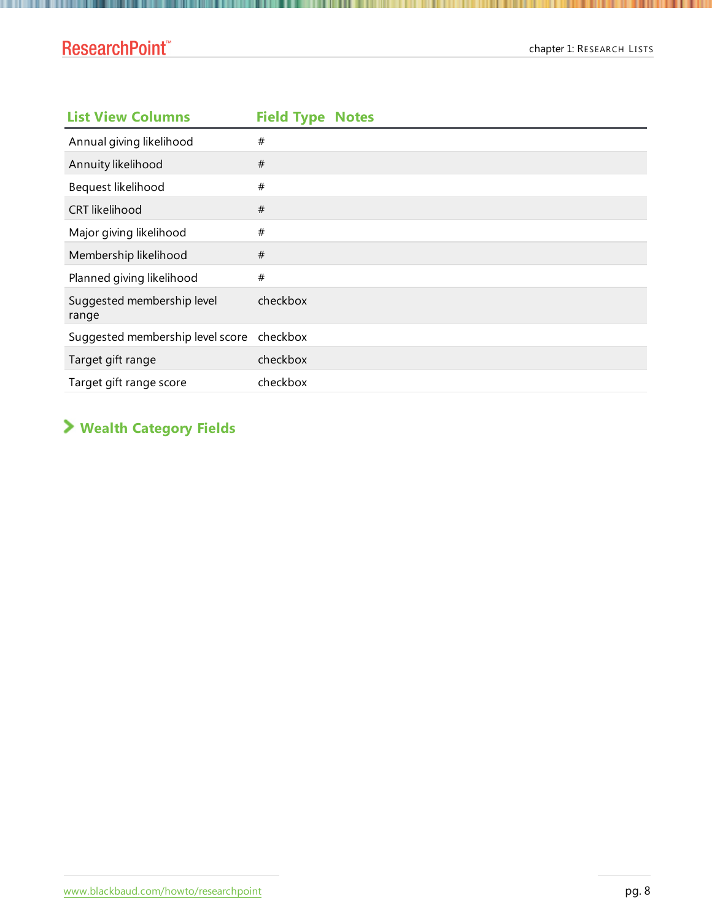| List View Columns | Field Type | Notes |
|---|---|---|
| Annual giving likelihood | # | |
| Annuity likelihood | # | |
| Bequest likelihood | # | |
| CRT likelihood | # | |
| Major giving likelihood | # | |
| Membership likelihood | # | |
| Planned giving likelihood | # | |
| Suggested membership level range | checkbox | |
| Suggested membership level score | checkbox | |
| Target gift range | checkbox | |
| Target gift range score | checkbox | |

## Wealth Category Fields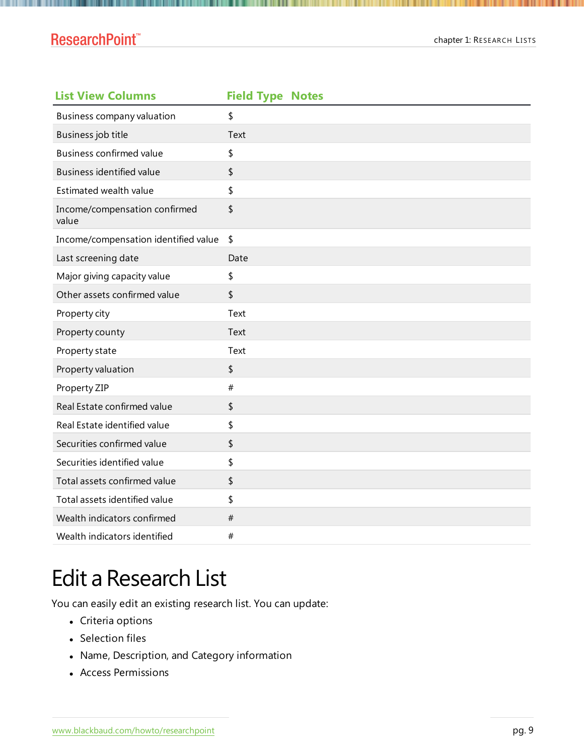| List View Columns | Field Type | Notes |
| --- | --- | --- |
| Business company valuation | $ | |
| Business job title | Text | |
| Business confirmed value | $ | |
| Business identified value | $ | |
| Estimated wealth value | $ | |
| Income/compensation confirmed value | $ | |
| Income/compensation identified value | $ | |
| Last screening date | Date | |
| Major giving capacity value | $ | |
| Other assets confirmed value | $ | |
| Property city | Text | |
| Property county | Text | |
| Property state | Text | |
| Property valuation | $ | |
| Property ZIP | # | |
| Real Estate confirmed value | $ | |
| Real Estate identified value | $ | |
| Securities confirmed value | $ | |
| Securities identified value | $ | |
| Total assets confirmed value | $ | |
| Total assets identified value | $ | |
| Wealth indicators confirmed | # | |
| Wealth indicators identified | # | |

# Edit a Research List

You can easily edit an existing research list. You can update:

- Criteria options
- Selection files
- Name, Description, and Category information
- Access Permissions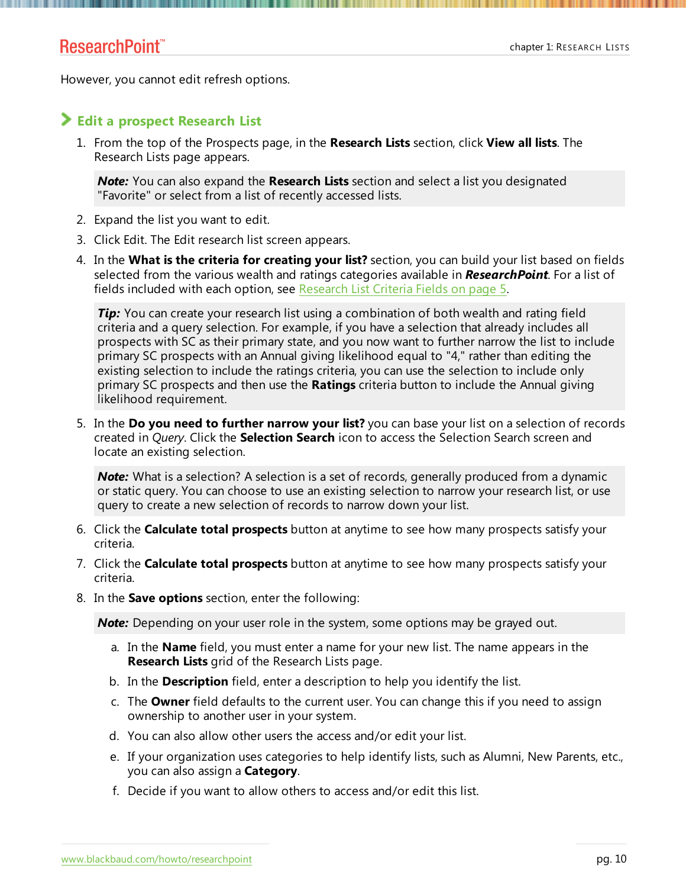However, you cannot edit refresh options.

## Edit a prospect Research List

1. From the top of the Prospects page, in the **Research Lists** section, click **View all lists**. The Research Lists page appears.

   > ***Note:*** You can also expand the **Research Lists** section and select a list you designated "Favorite" or select from a list of recently accessed lists.

2. Expand the list you want to edit.
3. Click Edit. The Edit research list screen appears.
4. In the **What is the criteria for creating your list?** section, you can build your list based on fields selected from the various wealth and ratings categories available in ***ResearchPoint***. For a list of fields included with each option, see Research List Criteria Fields on page 5.

   > ***Tip:*** You can create your research list using a combination of both wealth and rating field criteria and a query selection. For example, if you have a selection that already includes all prospects with SC as their primary state, and you now want to further narrow the list to include primary SC prospects with an Annual giving likelihood equal to "4," rather than editing the existing selection to include the ratings criteria, you can use the selection to include only primary SC prospects and then use the **Ratings** criteria button to include the Annual giving likelihood requirement.

5. In the **Do you need to further narrow your list?** you can base your list on a selection of records created in *Query*. Click the **Selection Search** icon to access the Selection Search screen and locate an existing selection.

   > ***Note:*** What is a selection? A selection is a set of records, generally produced from a dynamic or static query. You can choose to use an existing selection to narrow your research list, or use query to create a new selection of records to narrow down your list.

6. Click the **Calculate total prospects** button at anytime to see how many prospects satisfy your criteria.
7. Click the **Calculate total prospects** button at anytime to see how many prospects satisfy your criteria.
8. In the **Save options** section, enter the following:

   > ***Note:*** Depending on your user role in the system, some options may be grayed out.

   a. In the **Name** field, you must enter a name for your new list. The name appears in the **Research Lists** grid of the Research Lists page.
   b. In the **Description** field, enter a description to help you identify the list.
   c. The **Owner** field defaults to the current user. You can change this if you need to assign ownership to another user in your system.
   d. You can also allow other users the access and/or edit your list.
   e. If your organization uses categories to help identify lists, such as Alumni, New Parents, etc., you can also assign a **Category**.
   f. Decide if you want to allow others to access and/or edit this list.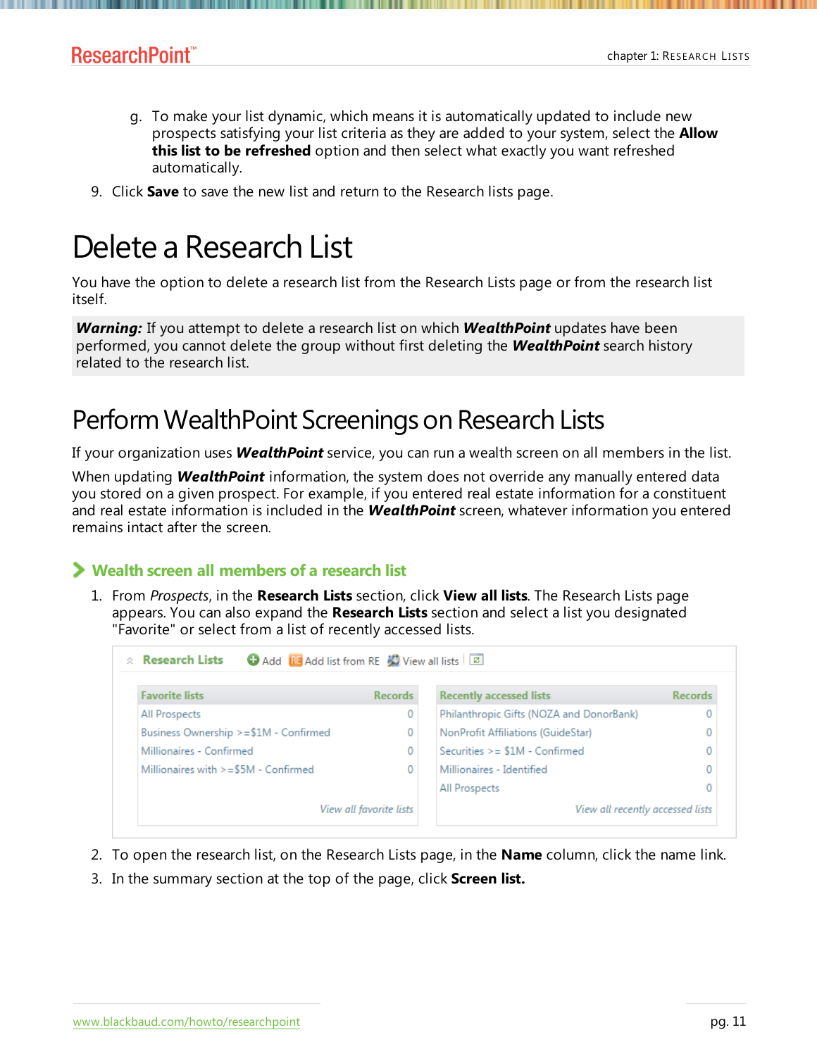g. To make your list dynamic, which means it is automatically updated to include new prospects satisfying your list criteria as they are added to your system, select the **Allow this list to be refreshed** option and then select what exactly you want refreshed automatically.

9. Click **Save** to save the new list and return to the Research lists page.

# Delete a Research List

You have the option to delete a research list from the Research Lists page or from the research list itself.

> ***Warning:*** If you attempt to delete a research list on which ***WealthPoint*** updates have been performed, you cannot delete the group without first deleting the ***WealthPoint*** search history related to the research list.

## Perform WealthPoint Screenings on Research Lists

If your organization uses ***WealthPoint*** service, you can run a wealth screen on all members in the list.

When updating ***WealthPoint*** information, the system does not override any manually entered data you stored on a given prospect. For example, if you entered real estate information for a constituent and real estate information is included in the ***WealthPoint*** screen, whatever information you entered remains intact after the screen.

### Wealth screen all members of a research list

1. From *Prospects*, in the **Research Lists** section, click **View all lists**. The Research Lists page appears. You can also expand the **Research Lists** section and select a list you designated "Favorite" or select from a list of recently accessed lists.

   Research Lists — Add | Add list from RE | View all lists

   | Favorite lists | Records |
   |---|---|
   | All Prospects | 0 |
   | Business Ownership >=$1M - Confirmed | 0 |
   | Millionaires - Confirmed | 0 |
   | Millionaires with >=$5M - Confirmed | 0 |
   | *View all favorite lists* | |

   | Recently accessed lists | Records |
   |---|---|
   | Philanthropic Gifts (NOZA and DonorBank) | 0 |
   | NonProfit Affiliations (GuideStar) | 0 |
   | Securities >= $1M - Confirmed | 0 |
   | Millionaires - Identified | 0 |
   | All Prospects | 0 |
   | *View all recently accessed lists* | |

2. To open the research list, on the Research Lists page, in the **Name** column, click the name link.
3. In the summary section at the top of the page, click **Screen list.**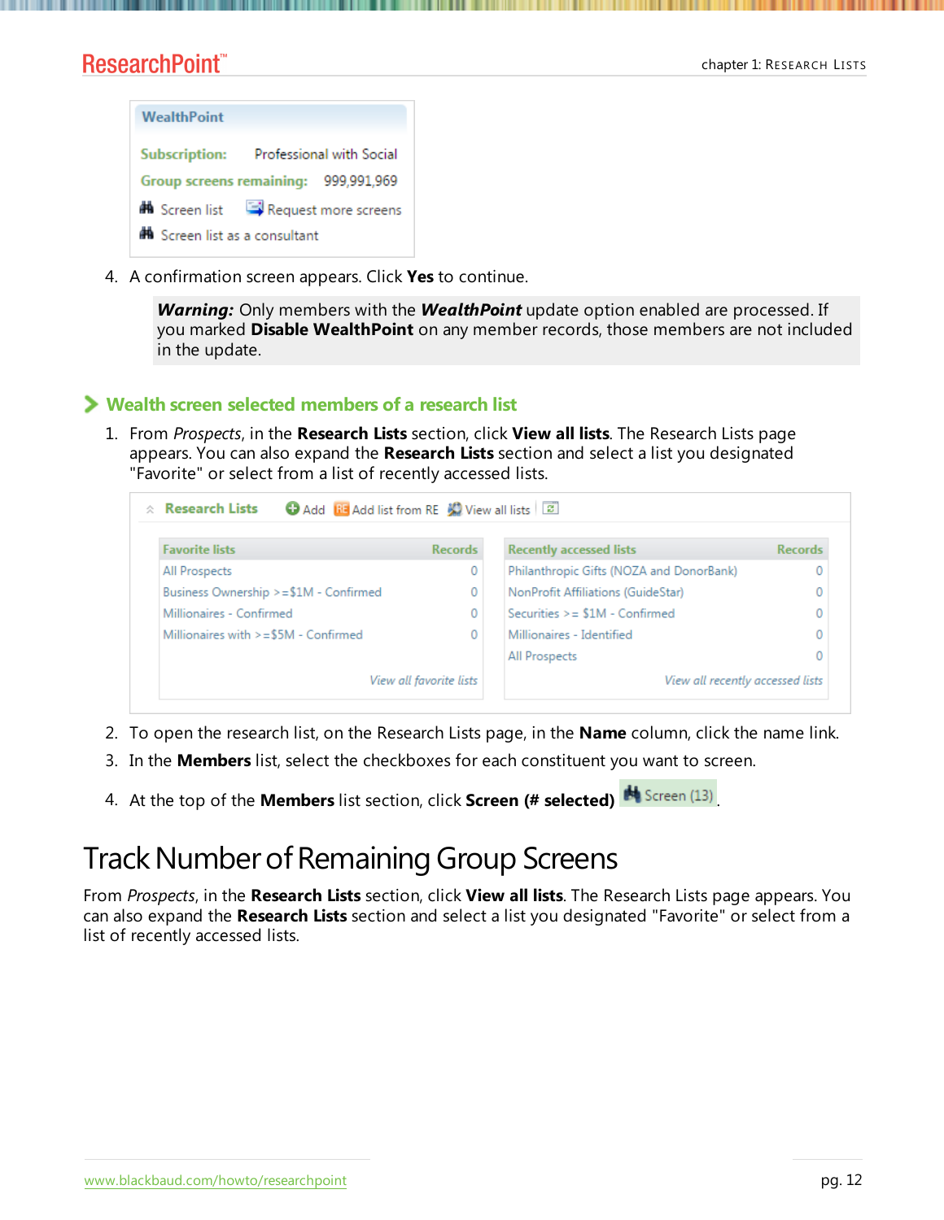4. A confirmation screen appears. Click **Yes** to continue.

> ***Warning:*** Only members with the ***WealthPoint*** update option enabled are processed. If you marked **Disable WealthPoint** on any member records, those members are not included in the update.

### Wealth screen selected members of a research list

1. From *Prospects*, in the **Research Lists** section, click **View all lists**. The Research Lists page appears. You can also expand the **Research Lists** section and select a list you designated "Favorite" or select from a list of recently accessed lists.
2. To open the research list, on the Research Lists page, in the **Name** column, click the name link.
3. In the **Members** list, select the checkboxes for each constituent you want to screen.
4. At the top of the **Members** list section, click **Screen (# selected)**.

# Track Number of Remaining Group Screens

From *Prospects*, in the **Research Lists** section, click **View all lists**. The Research Lists page appears. You can also expand the **Research Lists** section and select a list you designated "Favorite" or select from a list of recently accessed lists.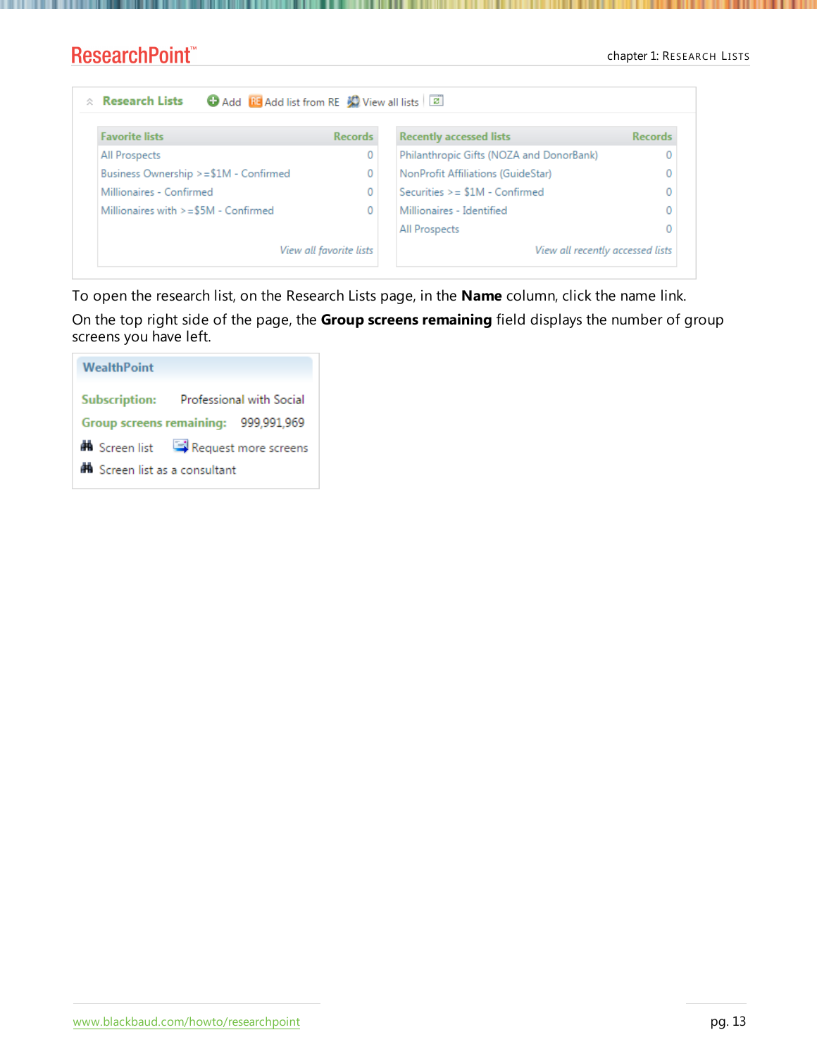**Research Lists** Add | Add list from RE | View all lists

| Favorite lists | Records |
|---|---|
| All Prospects | 0 |
| Business Ownership >=$1M - Confirmed | 0 |
| Millionaires - Confirmed | 0 |
| Millionaires with >=$5M - Confirmed | 0 |
| *View all favorite lists* | |

| Recently accessed lists | Records |
|---|---|
| Philanthropic Gifts (NOZA and DonorBank) | 0 |
| NonProfit Affiliations (GuideStar) | 0 |
| Securities >= $1M - Confirmed | 0 |
| Millionaires - Identified | 0 |
| All Prospects | 0 |
| *View all recently accessed lists* | |

To open the research list, on the Research Lists page, in the **Name** column, click the name link.

On the top right side of the page, the **Group screens remaining** field displays the number of group screens you have left.

**WealthPoint**

**Subscription:** Professional with Social

**Group screens remaining:** 999,991,969

Screen list | Request more screens

Screen list as a consultant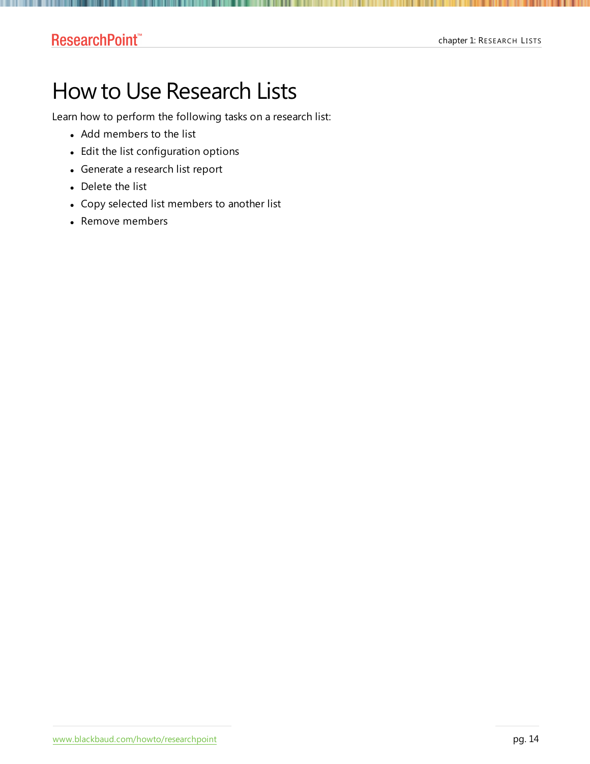# How to Use Research Lists

Learn how to perform the following tasks on a research list:

- Add members to the list
- Edit the list configuration options
- Generate a research list report
- Delete the list
- Copy selected list members to another list
- Remove members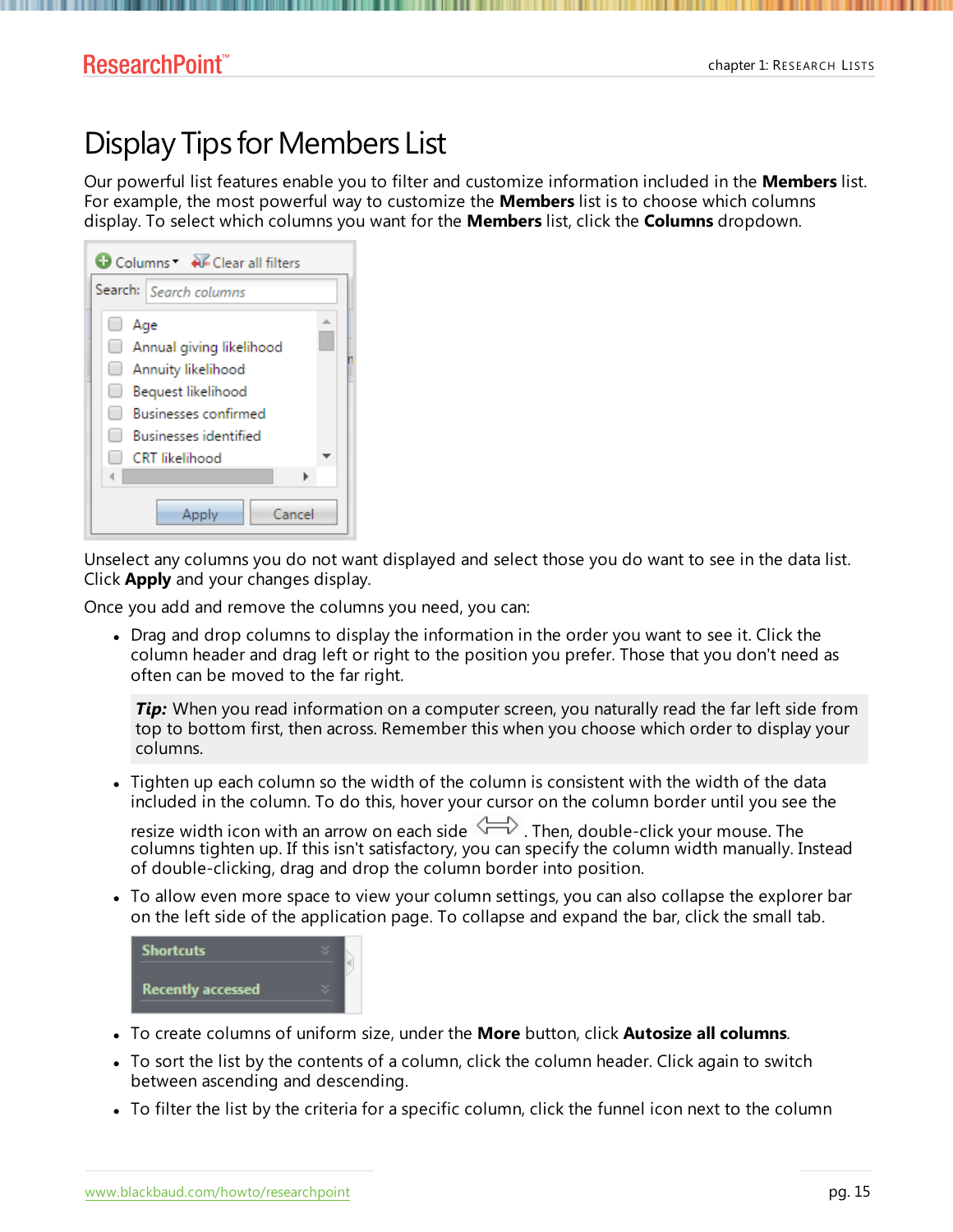# Display Tips for Members List

Our powerful list features enable you to filter and customize information included in the **Members** list. For example, the most powerful way to customize the **Members** list is to choose which columns display. To select which columns you want for the **Members** list, click the **Columns** dropdown.

Unselect any columns you do not want displayed and select those you do want to see in the data list. Click **Apply** and your changes display.

Once you add and remove the columns you need, you can:

- Drag and drop columns to display the information in the order you want to see it. Click the column header and drag left or right to the position you prefer. Those that you don't need as often can be moved to the far right.

  ***Tip:*** When you read information on a computer screen, you naturally read the far left side from top to bottom first, then across. Remember this when you choose which order to display your columns.

- Tighten up each column so the width of the column is consistent with the width of the data included in the column. To do this, hover your cursor on the column border until you see the resize width icon with an arrow on each side. Then, double-click your mouse. The columns tighten up. If this isn't satisfactory, you can specify the column width manually. Instead of double-clicking, drag and drop the column border into position.
- To allow even more space to view your column settings, you can also collapse the explorer bar on the left side of the application page. To collapse and expand the bar, click the small tab.
- To create columns of uniform size, under the **More** button, click **Autosize all columns**.
- To sort the list by the contents of a column, click the column header. Click again to switch between ascending and descending.
- To filter the list by the criteria for a specific column, click the funnel icon next to the column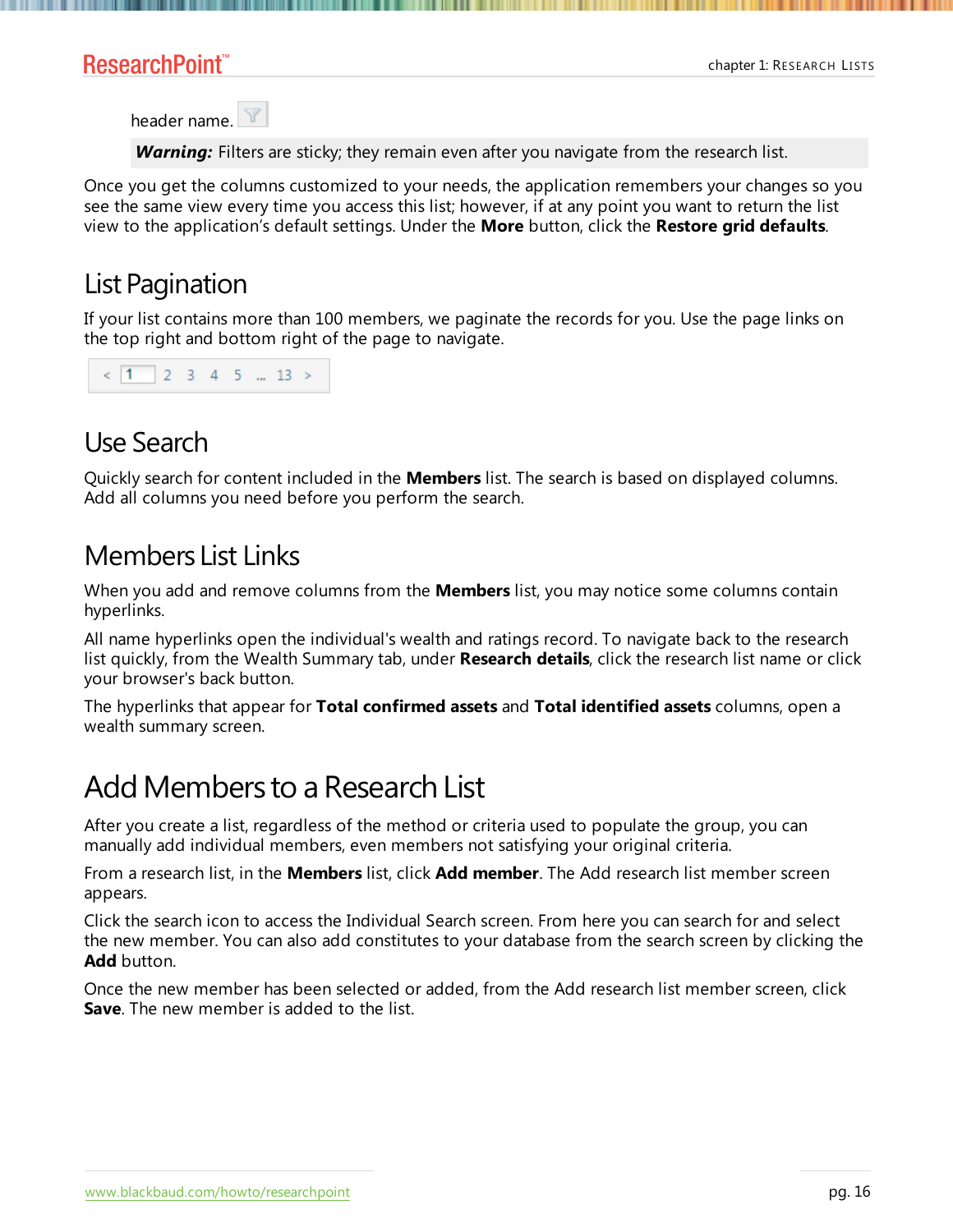header name.

> ***Warning:*** Filters are sticky; they remain even after you navigate from the research list.

Once you get the columns customized to your needs, the application remembers your changes so you see the same view every time you access this list; however, if at any point you want to return the list view to the application's default settings. Under the **More** button, click the **Restore grid defaults**.

## List Pagination

If your list contains more than 100 members, we paginate the records for you. Use the page links on the top right and bottom right of the page to navigate.

< 1 2 3 4 5 ... 13 >

## Use Search

Quickly search for content included in the **Members** list. The search is based on displayed columns. Add all columns you need before you perform the search.

## Members List Links

When you add and remove columns from the **Members** list, you may notice some columns contain hyperlinks.

All name hyperlinks open the individual's wealth and ratings record. To navigate back to the research list quickly, from the Wealth Summary tab, under **Research details**, click the research list name or click your browser's back button.

The hyperlinks that appear for **Total confirmed assets** and **Total identified assets** columns, open a wealth summary screen.

# Add Members to a Research List

After you create a list, regardless of the method or criteria used to populate the group, you can manually add individual members, even members not satisfying your original criteria.

From a research list, in the **Members** list, click **Add member**. The Add research list member screen appears.

Click the search icon to access the Individual Search screen. From here you can search for and select the new member. You can also add constitutes to your database from the search screen by clicking the **Add** button.

Once the new member has been selected or added, from the Add research list member screen, click **Save**. The new member is added to the list.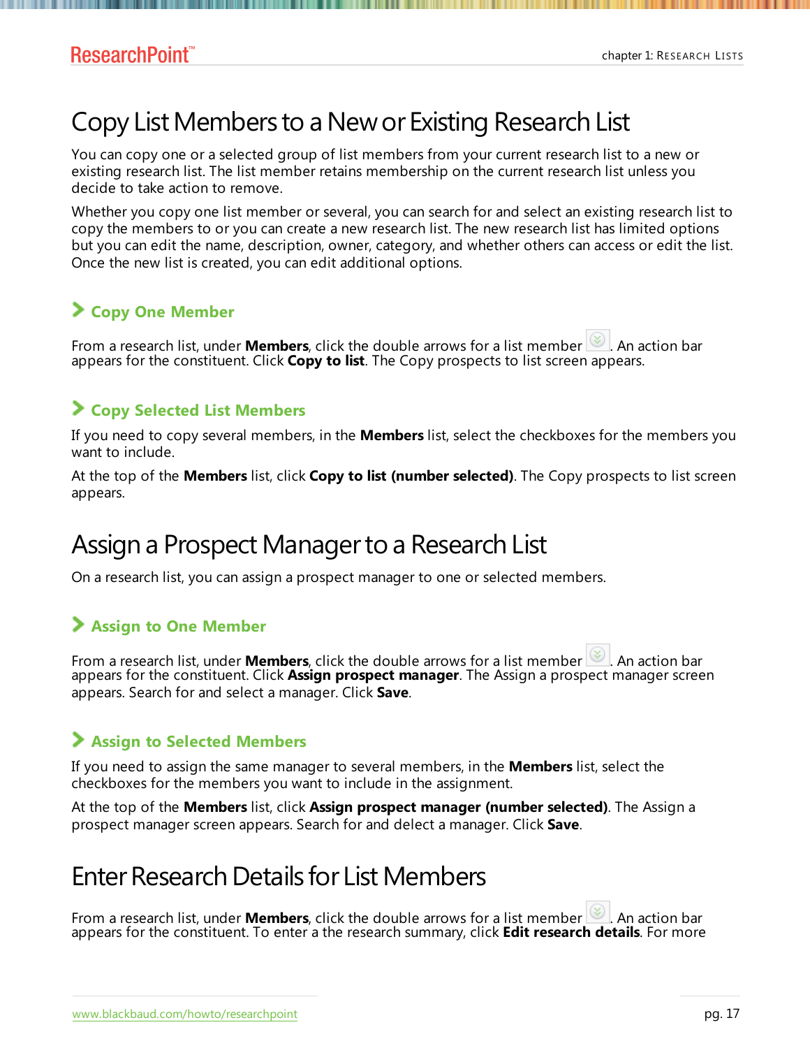# Copy List Members to a New or Existing Research List

You can copy one or a selected group of list members from your current research list to a new or existing research list. The list member retains membership on the current research list unless you decide to take action to remove.

Whether you copy one list member or several, you can search for and select an existing research list to copy the members to or you can create a new research list. The new research list has limited options but you can edit the name, description, owner, category, and whether others can access or edit the list. Once the new list is created, you can edit additional options.

## Copy One Member

From a research list, under **Members**, click the double arrows for a list member. An action bar appears for the constituent. Click **Copy to list**. The Copy prospects to list screen appears.

## Copy Selected List Members

If you need to copy several members, in the **Members** list, select the checkboxes for the members you want to include.

At the top of the **Members** list, click **Copy to list (number selected)**. The Copy prospects to list screen appears.

# Assign a Prospect Manager to a Research List

On a research list, you can assign a prospect manager to one or selected members.

## Assign to One Member

From a research list, under **Members**, click the double arrows for a list member. An action bar appears for the constituent. Click **Assign prospect manager**. The Assign a prospect manager screen appears. Search for and select a manager. Click **Save**.

## Assign to Selected Members

If you need to assign the same manager to several members, in the **Members** list, select the checkboxes for the members you want to include in the assignment.

At the top of the **Members** list, click **Assign prospect manager (number selected)**. The Assign a prospect manager screen appears. Search for and delect a manager. Click **Save**.

# Enter Research Details for List Members

From a research list, under **Members**, click the double arrows for a list member. An action bar appears for the constituent. To enter a the research summary, click **Edit research details**. For more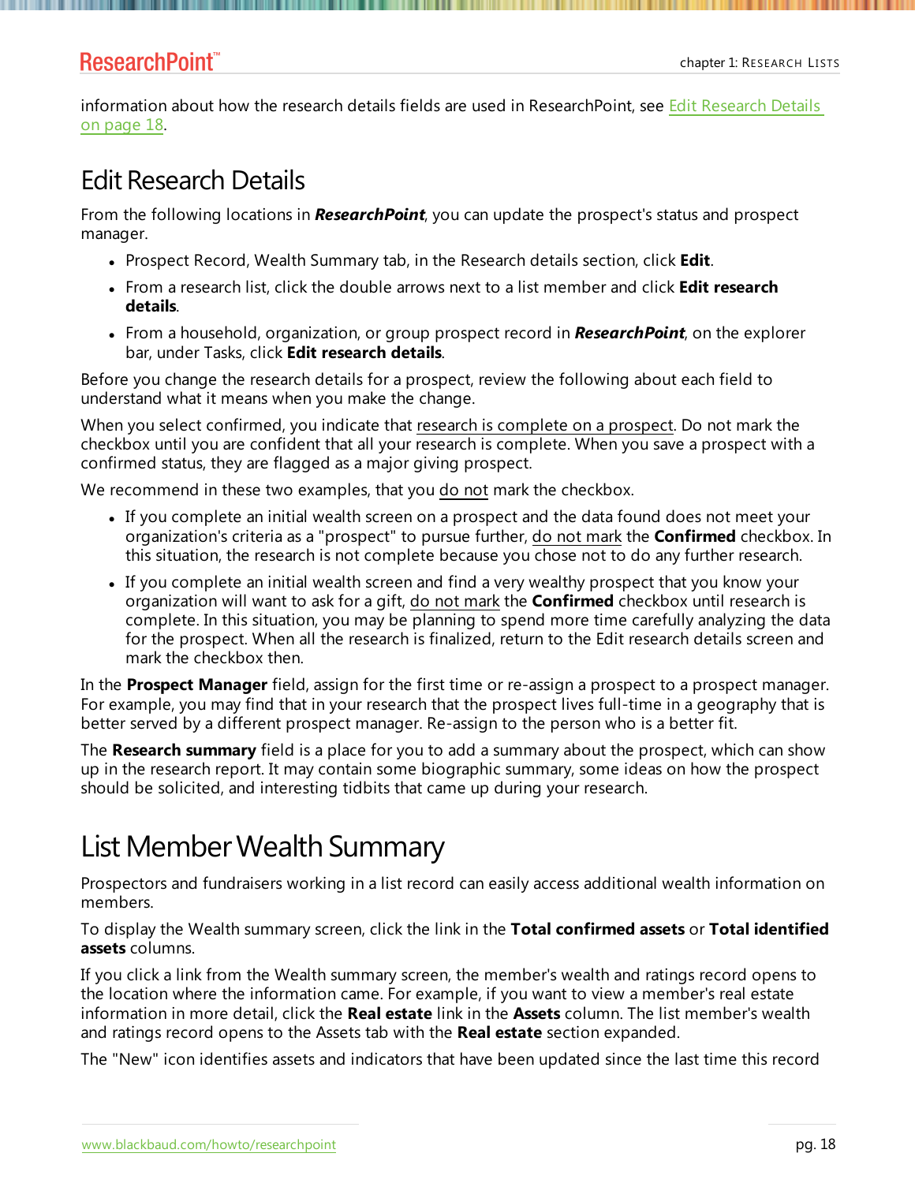information about how the research details fields are used in ResearchPoint, see Edit Research Details on page 18.

## Edit Research Details

From the following locations in ***ResearchPoint***, you can update the prospect's status and prospect manager.

- Prospect Record, Wealth Summary tab, in the Research details section, click **Edit**.
- From a research list, click the double arrows next to a list member and click **Edit research details**.
- From a household, organization, or group prospect record in ***ResearchPoint***, on the explorer bar, under Tasks, click **Edit research details**.

Before you change the research details for a prospect, review the following about each field to understand what it means when you make the change.

When you select confirmed, you indicate that research is complete on a prospect. Do not mark the checkbox until you are confident that all your research is complete. When you save a prospect with a confirmed status, they are flagged as a major giving prospect.

We recommend in these two examples, that you do not mark the checkbox.

- If you complete an initial wealth screen on a prospect and the data found does not meet your organization's criteria as a "prospect" to pursue further, do not mark the **Confirmed** checkbox. In this situation, the research is not complete because you chose not to do any further research.
- If you complete an initial wealth screen and find a very wealthy prospect that you know your organization will want to ask for a gift, do not mark the **Confirmed** checkbox until research is complete. In this situation, you may be planning to spend more time carefully analyzing the data for the prospect. When all the research is finalized, return to the Edit research details screen and mark the checkbox then.

In the **Prospect Manager** field, assign for the first time or re-assign a prospect to a prospect manager. For example, you may find that in your research that the prospect lives full-time in a geography that is better served by a different prospect manager. Re-assign to the person who is a better fit.

The **Research summary** field is a place for you to add a summary about the prospect, which can show up in the research report. It may contain some biographic summary, some ideas on how the prospect should be solicited, and interesting tidbits that came up during your research.

## List Member Wealth Summary

Prospectors and fundraisers working in a list record can easily access additional wealth information on members.

To display the Wealth summary screen, click the link in the **Total confirmed assets** or **Total identified assets** columns.

If you click a link from the Wealth summary screen, the member's wealth and ratings record opens to the location where the information came. For example, if you want to view a member's real estate information in more detail, click the **Real estate** link in the **Assets** column. The list member's wealth and ratings record opens to the Assets tab with the **Real estate** section expanded.

The "New" icon identifies assets and indicators that have been updated since the last time this record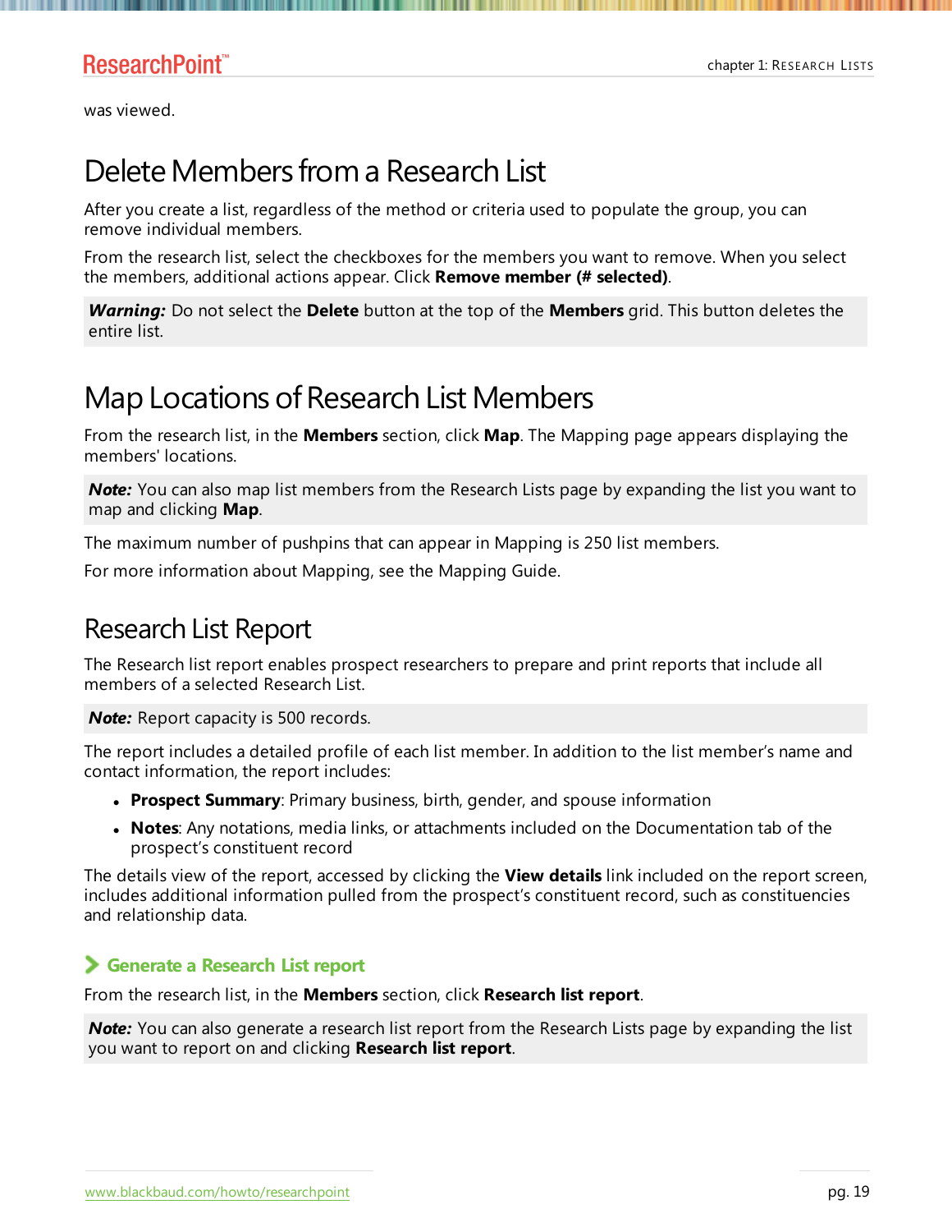was viewed.

# Delete Members from a Research List

After you create a list, regardless of the method or criteria used to populate the group, you can remove individual members.

From the research list, select the checkboxes for the members you want to remove. When you select the members, additional actions appear. Click **Remove member (# selected)**.

> ***Warning:*** Do not select the **Delete** button at the top of the **Members** grid. This button deletes the entire list.

# Map Locations of Research List Members

From the research list, in the **Members** section, click **Map**. The Mapping page appears displaying the members' locations.

> ***Note:*** You can also map list members from the Research Lists page by expanding the list you want to map and clicking **Map**.

The maximum number of pushpins that can appear in Mapping is 250 list members.

For more information about Mapping, see the Mapping Guide.

## Research List Report

The Research list report enables prospect researchers to prepare and print reports that include all members of a selected Research List.

> ***Note:*** Report capacity is 500 records.

The report includes a detailed profile of each list member. In addition to the list member's name and contact information, the report includes:

- **Prospect Summary**: Primary business, birth, gender, and spouse information
- **Notes**: Any notations, media links, or attachments included on the Documentation tab of the prospect's constituent record

The details view of the report, accessed by clicking the **View details** link included on the report screen, includes additional information pulled from the prospect's constituent record, such as constituencies and relationship data.

### Generate a Research List report

From the research list, in the **Members** section, click **Research list report**.

> ***Note:*** You can also generate a research list report from the Research Lists page by expanding the list you want to report on and clicking **Research list report**.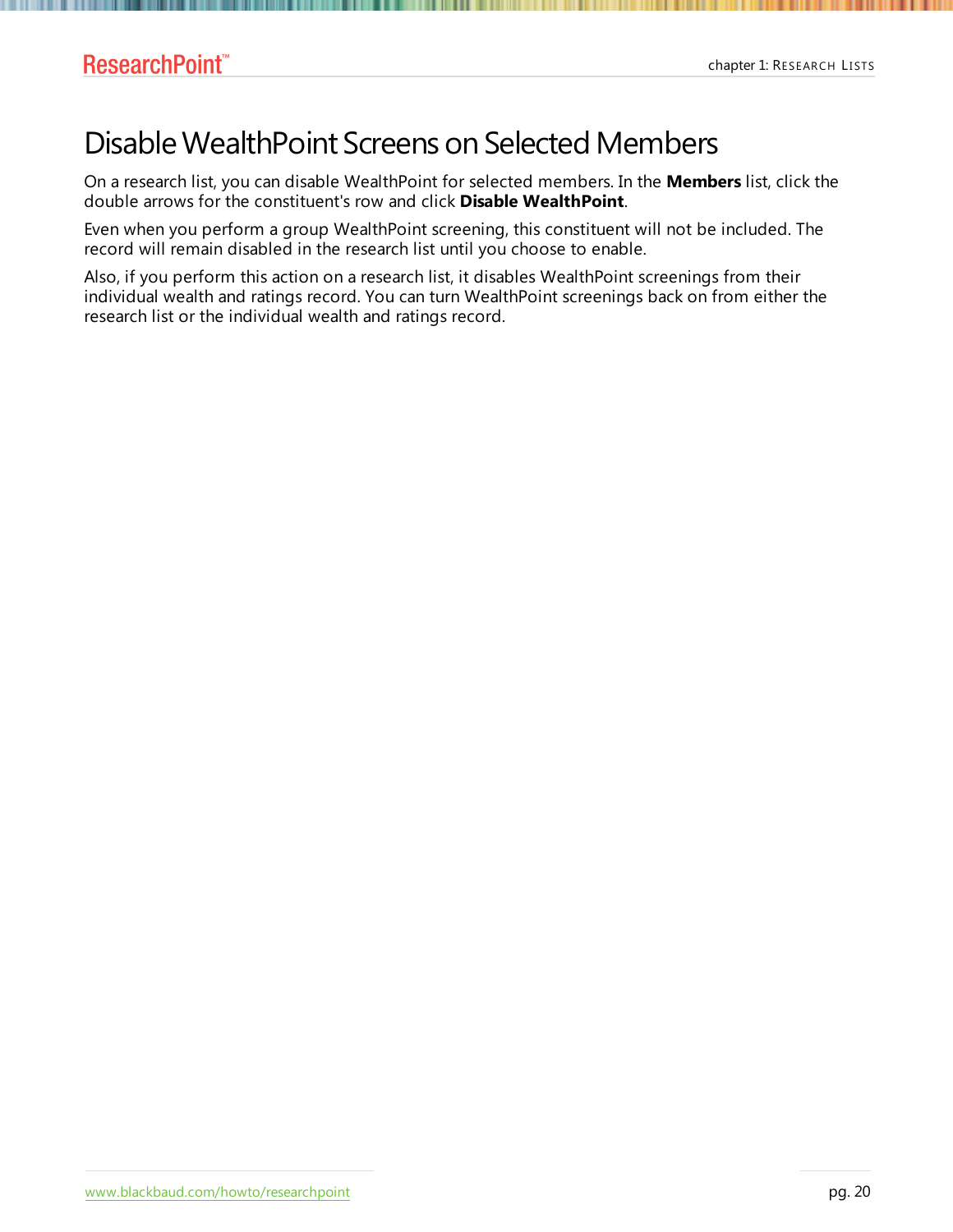# Disable WealthPoint Screens on Selected Members

On a research list, you can disable WealthPoint for selected members. In the **Members** list, click the double arrows for the constituent's row and click **Disable WealthPoint**.

Even when you perform a group WealthPoint screening, this constituent will not be included. The record will remain disabled in the research list until you choose to enable.

Also, if you perform this action on a research list, it disables WealthPoint screenings from their individual wealth and ratings record. You can turn WealthPoint screenings back on from either the research list or the individual wealth and ratings record.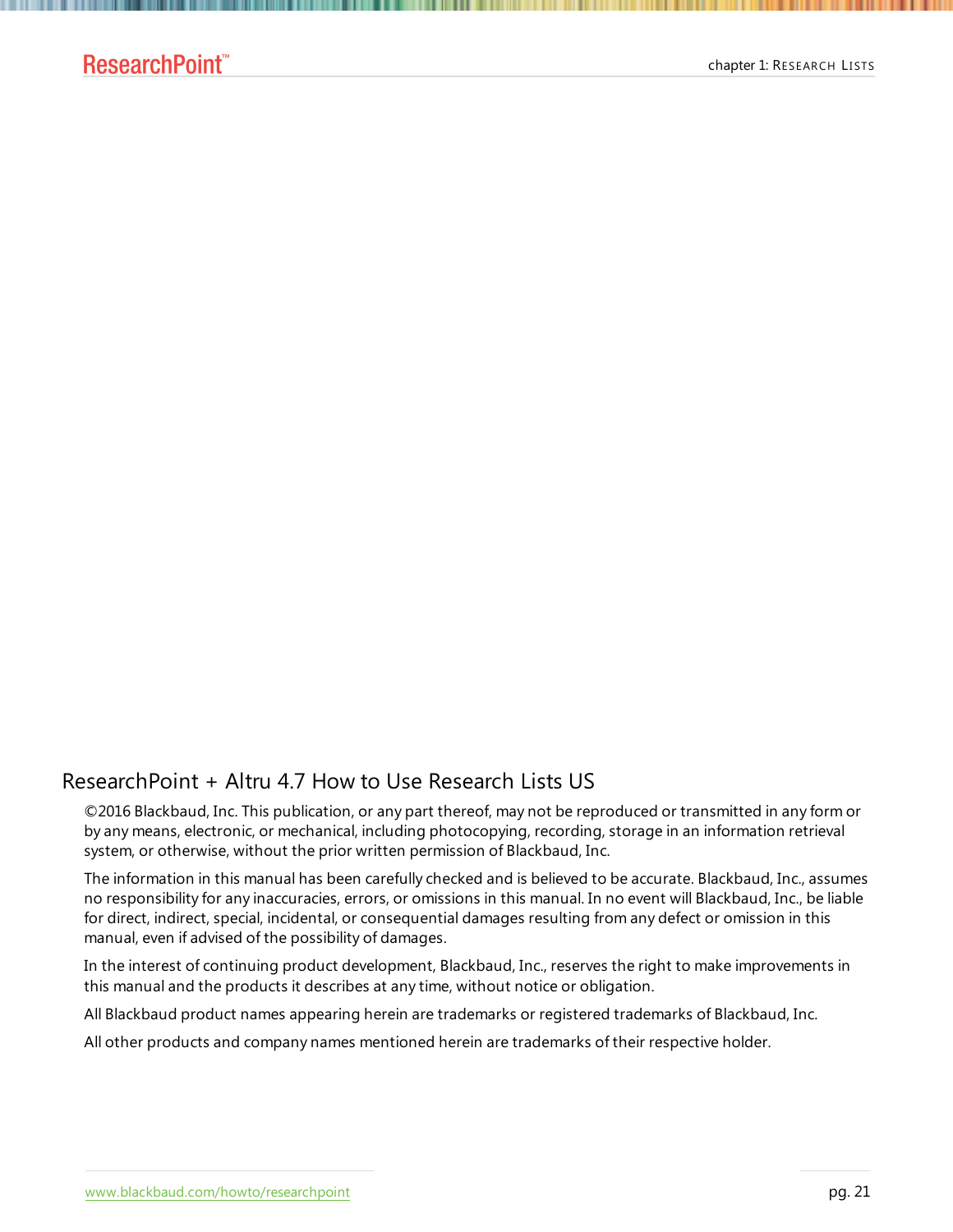## ResearchPoint + Altru 4.7 How to Use Research Lists US

©2016 Blackbaud, Inc. This publication, or any part thereof, may not be reproduced or transmitted in any form or by any means, electronic, or mechanical, including photocopying, recording, storage in an information retrieval system, or otherwise, without the prior written permission of Blackbaud, Inc.

The information in this manual has been carefully checked and is believed to be accurate. Blackbaud, Inc., assumes no responsibility for any inaccuracies, errors, or omissions in this manual. In no event will Blackbaud, Inc., be liable for direct, indirect, special, incidental, or consequential damages resulting from any defect or omission in this manual, even if advised of the possibility of damages.

In the interest of continuing product development, Blackbaud, Inc., reserves the right to make improvements in this manual and the products it describes at any time, without notice or obligation.

All Blackbaud product names appearing herein are trademarks or registered trademarks of Blackbaud, Inc.

All other products and company names mentioned herein are trademarks of their respective holder.